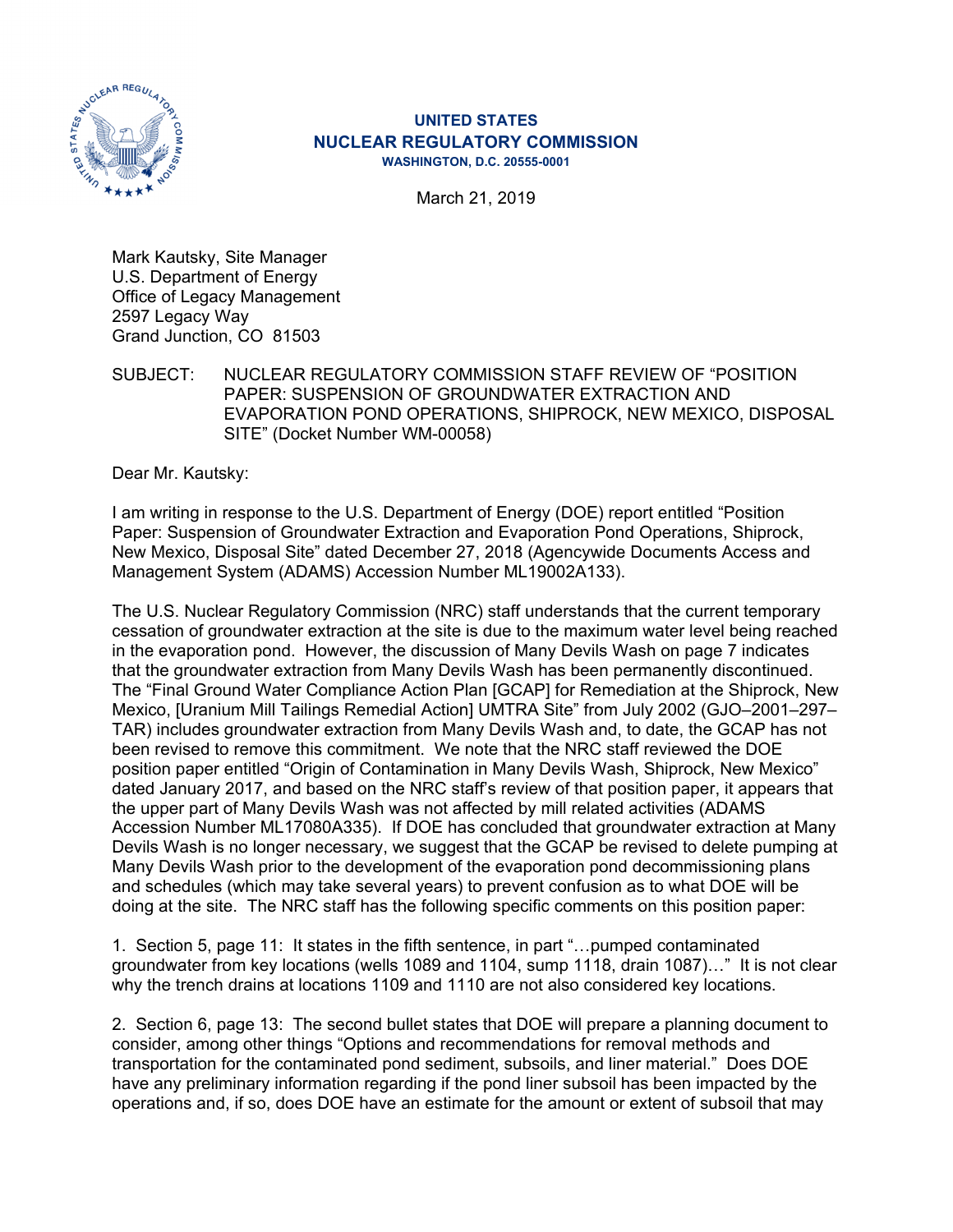**UNITED STATES**
**NUCLEAR REGULATORY COMMISSION**
**WASHINGTON, D.C. 20555-0001**

March 21, 2019

Mark Kautsky, Site Manager
U.S. Department of Energy
Office of Legacy Management
2597 Legacy Way
Grand Junction, CO 81503

SUBJECT: NUCLEAR REGULATORY COMMISSION STAFF REVIEW OF "POSITION PAPER: SUSPENSION OF GROUNDWATER EXTRACTION AND EVAPORATION POND OPERATIONS, SHIPROCK, NEW MEXICO, DISPOSAL SITE" (Docket Number WM-00058)

Dear Mr. Kautsky:

I am writing in response to the U.S. Department of Energy (DOE) report entitled "Position Paper: Suspension of Groundwater Extraction and Evaporation Pond Operations, Shiprock, New Mexico, Disposal Site" dated December 27, 2018 (Agencywide Documents Access and Management System (ADAMS) Accession Number ML19002A133).

The U.S. Nuclear Regulatory Commission (NRC) staff understands that the current temporary cessation of groundwater extraction at the site is due to the maximum water level being reached in the evaporation pond. However, the discussion of Many Devils Wash on page 7 indicates that the groundwater extraction from Many Devils Wash has been permanently discontinued. The "Final Ground Water Compliance Action Plan [GCAP] for Remediation at the Shiprock, New Mexico, [Uranium Mill Tailings Remedial Action] UMTRA Site" from July 2002 (GJO–2001–297–TAR) includes groundwater extraction from Many Devils Wash and, to date, the GCAP has not been revised to remove this commitment. We note that the NRC staff reviewed the DOE position paper entitled "Origin of Contamination in Many Devils Wash, Shiprock, New Mexico" dated January 2017, and based on the NRC staff's review of that position paper, it appears that the upper part of Many Devils Wash was not affected by mill related activities (ADAMS Accession Number ML17080A335). If DOE has concluded that groundwater extraction at Many Devils Wash is no longer necessary, we suggest that the GCAP be revised to delete pumping at Many Devils Wash prior to the development of the evaporation pond decommissioning plans and schedules (which may take several years) to prevent confusion as to what DOE will be doing at the site. The NRC staff has the following specific comments on this position paper:

1. Section 5, page 11: It states in the fifth sentence, in part "…pumped contaminated groundwater from key locations (wells 1089 and 1104, sump 1118, drain 1087)…" It is not clear why the trench drains at locations 1109 and 1110 are not also considered key locations.

2. Section 6, page 13: The second bullet states that DOE will prepare a planning document to consider, among other things "Options and recommendations for removal methods and transportation for the contaminated pond sediment, subsoils, and liner material." Does DOE have any preliminary information regarding if the pond liner subsoil has been impacted by the operations and, if so, does DOE have an estimate for the amount or extent of subsoil that may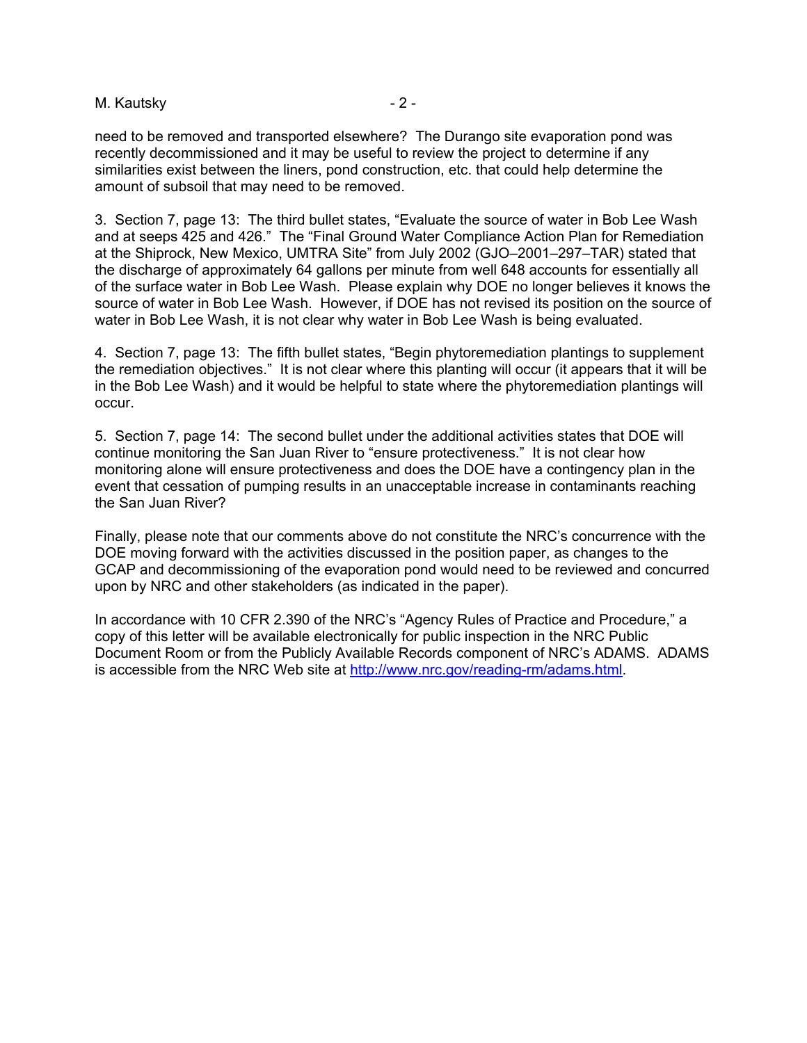need to be removed and transported elsewhere? The Durango site evaporation pond was recently decommissioned and it may be useful to review the project to determine if any similarities exist between the liners, pond construction, etc. that could help determine the amount of subsoil that may need to be removed.

3. Section 7, page 13: The third bullet states, "Evaluate the source of water in Bob Lee Wash and at seeps 425 and 426." The "Final Ground Water Compliance Action Plan for Remediation at the Shiprock, New Mexico, UMTRA Site" from July 2002 (GJO–2001–297–TAR) stated that the discharge of approximately 64 gallons per minute from well 648 accounts for essentially all of the surface water in Bob Lee Wash. Please explain why DOE no longer believes it knows the source of water in Bob Lee Wash. However, if DOE has not revised its position on the source of water in Bob Lee Wash, it is not clear why water in Bob Lee Wash is being evaluated.

4. Section 7, page 13: The fifth bullet states, "Begin phytoremediation plantings to supplement the remediation objectives." It is not clear where this planting will occur (it appears that it will be in the Bob Lee Wash) and it would be helpful to state where the phytoremediation plantings will occur.

5. Section 7, page 14: The second bullet under the additional activities states that DOE will continue monitoring the San Juan River to "ensure protectiveness." It is not clear how monitoring alone will ensure protectiveness and does the DOE have a contingency plan in the event that cessation of pumping results in an unacceptable increase in contaminants reaching the San Juan River?

Finally, please note that our comments above do not constitute the NRC's concurrence with the DOE moving forward with the activities discussed in the position paper, as changes to the GCAP and decommissioning of the evaporation pond would need to be reviewed and concurred upon by NRC and other stakeholders (as indicated in the paper).

In accordance with 10 CFR 2.390 of the NRC's "Agency Rules of Practice and Procedure," a copy of this letter will be available electronically for public inspection in the NRC Public Document Room or from the Publicly Available Records component of NRC's ADAMS. ADAMS is accessible from the NRC Web site at http://www.nrc.gov/reading-rm/adams.html.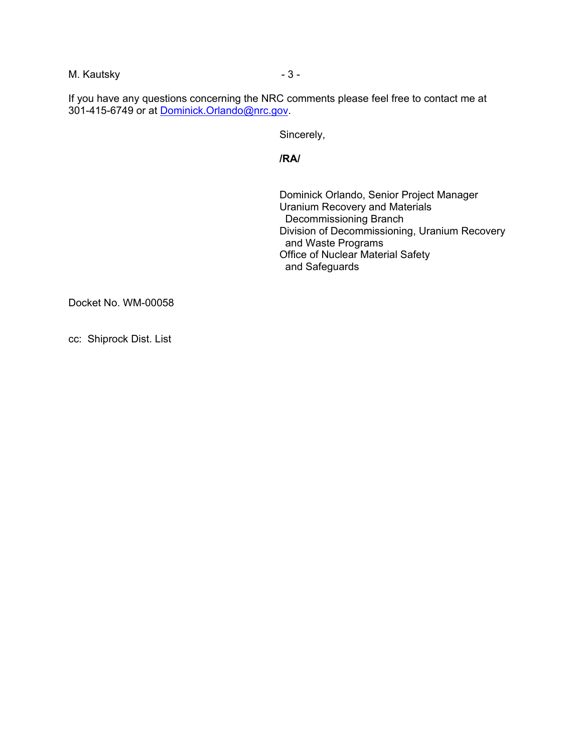If you have any questions concerning the NRC comments please feel free to contact me at 301-415-6749 or at Dominick.Orlando@nrc.gov.

Sincerely,

**/RA/**

Dominick Orlando, Senior Project Manager
Uranium Recovery and Materials
Decommissioning Branch
Division of Decommissioning, Uranium Recovery
and Waste Programs
Office of Nuclear Material Safety
and Safeguards

Docket No. WM-00058

cc: Shiprock Dist. List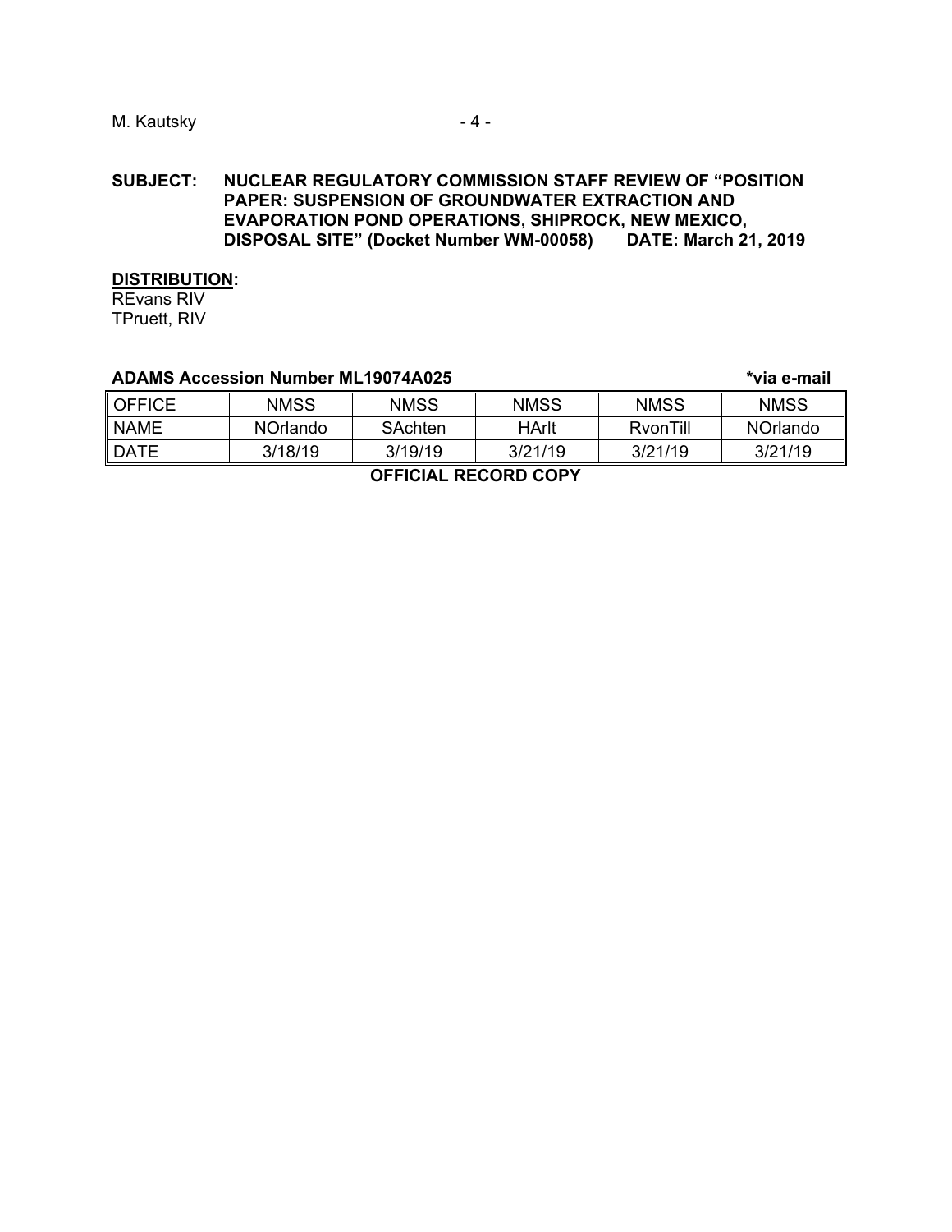**SUBJECT: NUCLEAR REGULATORY COMMISSION STAFF REVIEW OF "POSITION PAPER: SUSPENSION OF GROUNDWATER EXTRACTION AND EVAPORATION POND OPERATIONS, SHIPROCK, NEW MEXICO, DISPOSAL SITE" (Docket Number WM-00058) DATE: March 21, 2019**

**DISTRIBUTION:**
REvans RIV
TPruett, RIV

**ADAMS Accession Number ML19074A025** **\*via e-mail**

| OFFICE | NMSS | NMSS | NMSS | NMSS | NMSS |
|---|---|---|---|---|---|
| NAME | NOrlando | SAchten | HArlt | RvonTill | NOrlando |
| DATE | 3/18/19 | 3/19/19 | 3/21/19 | 3/21/19 | 3/21/19 |

**OFFICIAL RECORD COPY**